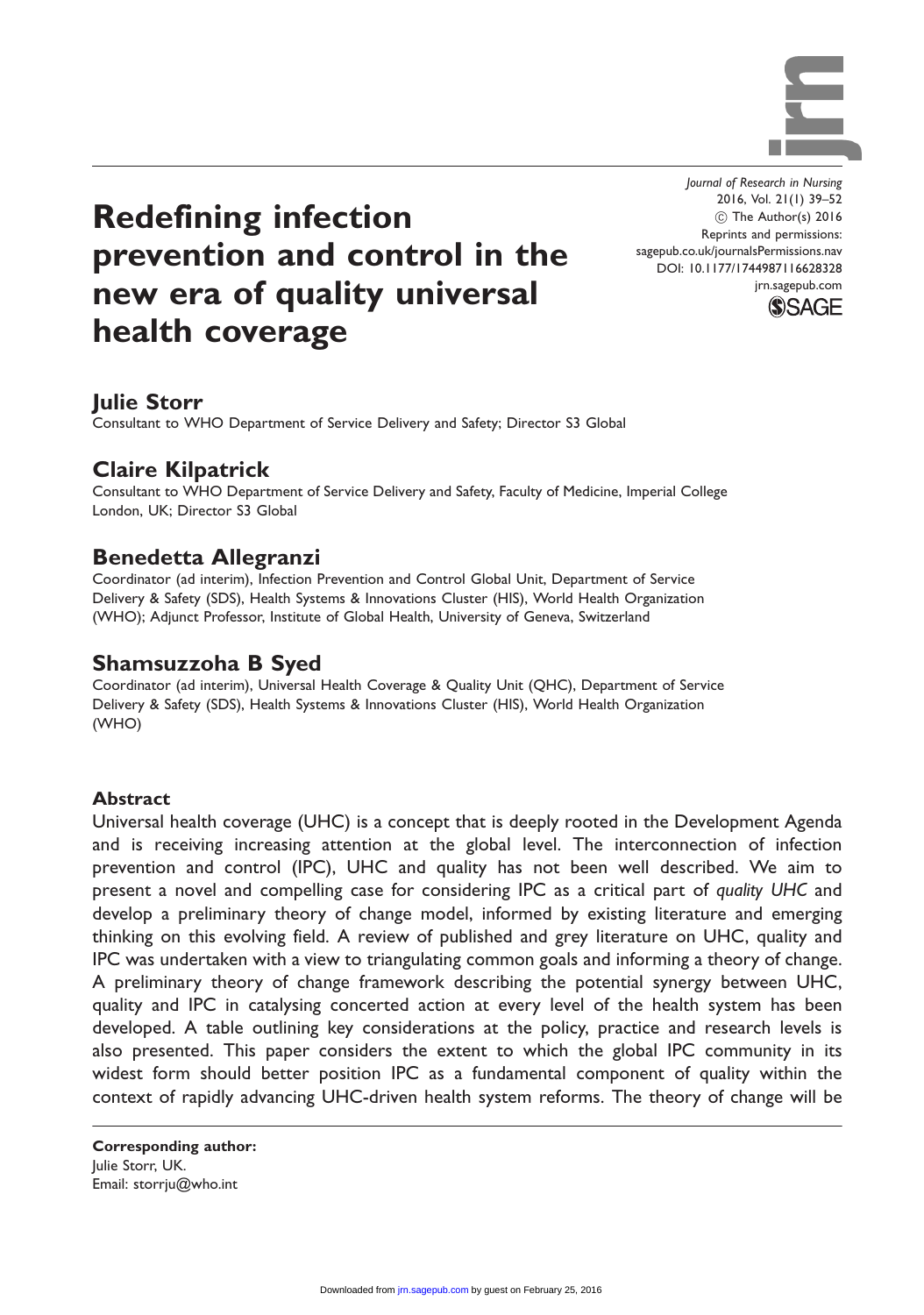# Redefining infection prevention and control in the new era of quality universal health coverage

Journal of Research in Nursing
2016, Vol. 21(1) 39–52
© The Author(s) 2016
Reprints and permissions: sagepub.co.uk/journalsPermissions.nav
DOI: 10.1177/1744987116628328
jrn.sagepub.com

## Julie Storr

Consultant to WHO Department of Service Delivery and Safety; Director S3 Global

## Claire Kilpatrick

Consultant to WHO Department of Service Delivery and Safety, Faculty of Medicine, Imperial College London, UK; Director S3 Global

## Benedetta Allegranzi

Coordinator (ad interim), Infection Prevention and Control Global Unit, Department of Service Delivery & Safety (SDS), Health Systems & Innovations Cluster (HIS), World Health Organization (WHO); Adjunct Professor, Institute of Global Health, University of Geneva, Switzerland

## Shamsuzzoha B Syed

Coordinator (ad interim), Universal Health Coverage & Quality Unit (QHC), Department of Service Delivery & Safety (SDS), Health Systems & Innovations Cluster (HIS), World Health Organization (WHO)

### Abstract

Universal health coverage (UHC) is a concept that is deeply rooted in the Development Agenda and is receiving increasing attention at the global level. The interconnection of infection prevention and control (IPC), UHC and quality has not been well described. We aim to present a novel and compelling case for considering IPC as a critical part of *quality UHC* and develop a preliminary theory of change model, informed by existing literature and emerging thinking on this evolving field. A review of published and grey literature on UHC, quality and IPC was undertaken with a view to triangulating common goals and informing a theory of change. A preliminary theory of change framework describing the potential synergy between UHC, quality and IPC in catalysing concerted action at every level of the health system has been developed. A table outlining key considerations at the policy, practice and research levels is also presented. This paper considers the extent to which the global IPC community in its widest form should better position IPC as a fundamental component of quality within the context of rapidly advancing UHC-driven health system reforms. The theory of change will be

**Corresponding author:**
Julie Storr, UK.
Email: storrju@who.int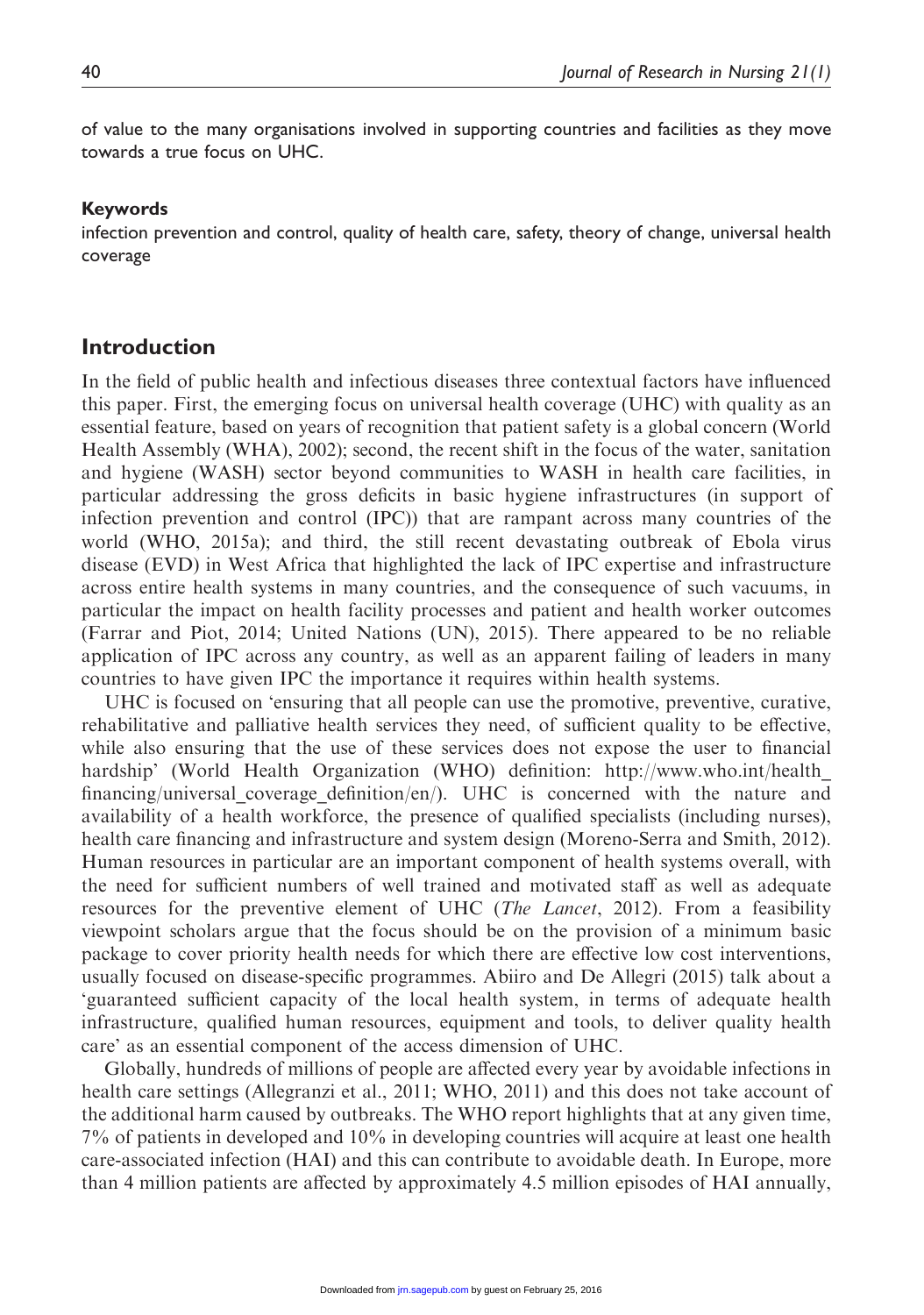of value to the many organisations involved in supporting countries and facilities as they move towards a true focus on UHC.

#### Keywords

infection prevention and control, quality of health care, safety, theory of change, universal health coverage

## Introduction

In the field of public health and infectious diseases three contextual factors have influenced this paper. First, the emerging focus on universal health coverage (UHC) with quality as an essential feature, based on years of recognition that patient safety is a global concern (World Health Assembly (WHA), 2002); second, the recent shift in the focus of the water, sanitation and hygiene (WASH) sector beyond communities to WASH in health care facilities, in particular addressing the gross deficits in basic hygiene infrastructures (in support of infection prevention and control (IPC)) that are rampant across many countries of the world (WHO, 2015a); and third, the still recent devastating outbreak of Ebola virus disease (EVD) in West Africa that highlighted the lack of IPC expertise and infrastructure across entire health systems in many countries, and the consequence of such vacuums, in particular the impact on health facility processes and patient and health worker outcomes (Farrar and Piot, 2014; United Nations (UN), 2015). There appeared to be no reliable application of IPC across any country, as well as an apparent failing of leaders in many countries to have given IPC the importance it requires within health systems.

UHC is focused on 'ensuring that all people can use the promotive, preventive, curative, rehabilitative and palliative health services they need, of sufficient quality to be effective, while also ensuring that the use of these services does not expose the user to financial hardship' (World Health Organization (WHO) definition: http://www.who.int/health_financing/universal_coverage_definition/en/). UHC is concerned with the nature and availability of a health workforce, the presence of qualified specialists (including nurses), health care financing and infrastructure and system design (Moreno-Serra and Smith, 2012). Human resources in particular are an important component of health systems overall, with the need for sufficient numbers of well trained and motivated staff as well as adequate resources for the preventive element of UHC (*The Lancet*, 2012). From a feasibility viewpoint scholars argue that the focus should be on the provision of a minimum basic package to cover priority health needs for which there are effective low cost interventions, usually focused on disease-specific programmes. Abiiro and De Allegri (2015) talk about a 'guaranteed sufficient capacity of the local health system, in terms of adequate health infrastructure, qualified human resources, equipment and tools, to deliver quality health care' as an essential component of the access dimension of UHC.

Globally, hundreds of millions of people are affected every year by avoidable infections in health care settings (Allegranzi et al., 2011; WHO, 2011) and this does not take account of the additional harm caused by outbreaks. The WHO report highlights that at any given time, 7% of patients in developed and 10% in developing countries will acquire at least one health care-associated infection (HAI) and this can contribute to avoidable death. In Europe, more than 4 million patients are affected by approximately 4.5 million episodes of HAI annually,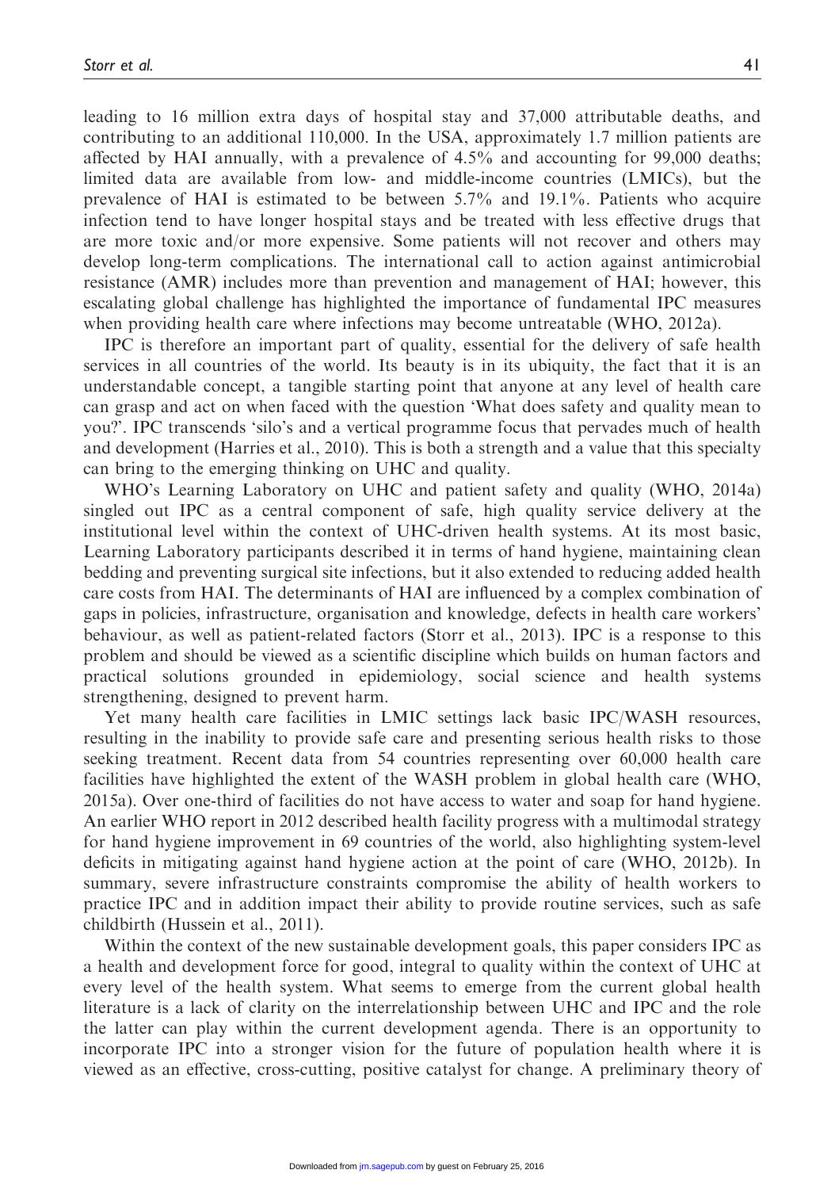leading to 16 million extra days of hospital stay and 37,000 attributable deaths, and contributing to an additional 110,000. In the USA, approximately 1.7 million patients are affected by HAI annually, with a prevalence of 4.5% and accounting for 99,000 deaths; limited data are available from low- and middle-income countries (LMICs), but the prevalence of HAI is estimated to be between 5.7% and 19.1%. Patients who acquire infection tend to have longer hospital stays and be treated with less effective drugs that are more toxic and/or more expensive. Some patients will not recover and others may develop long-term complications. The international call to action against antimicrobial resistance (AMR) includes more than prevention and management of HAI; however, this escalating global challenge has highlighted the importance of fundamental IPC measures when providing health care where infections may become untreatable (WHO, 2012a).

IPC is therefore an important part of quality, essential for the delivery of safe health services in all countries of the world. Its beauty is in its ubiquity, the fact that it is an understandable concept, a tangible starting point that anyone at any level of health care can grasp and act on when faced with the question 'What does safety and quality mean to you?'. IPC transcends 'silo's and a vertical programme focus that pervades much of health and development (Harries et al., 2010). This is both a strength and a value that this specialty can bring to the emerging thinking on UHC and quality.

WHO's Learning Laboratory on UHC and patient safety and quality (WHO, 2014a) singled out IPC as a central component of safe, high quality service delivery at the institutional level within the context of UHC-driven health systems. At its most basic, Learning Laboratory participants described it in terms of hand hygiene, maintaining clean bedding and preventing surgical site infections, but it also extended to reducing added health care costs from HAI. The determinants of HAI are influenced by a complex combination of gaps in policies, infrastructure, organisation and knowledge, defects in health care workers' behaviour, as well as patient-related factors (Storr et al., 2013). IPC is a response to this problem and should be viewed as a scientific discipline which builds on human factors and practical solutions grounded in epidemiology, social science and health systems strengthening, designed to prevent harm.

Yet many health care facilities in LMIC settings lack basic IPC/WASH resources, resulting in the inability to provide safe care and presenting serious health risks to those seeking treatment. Recent data from 54 countries representing over 60,000 health care facilities have highlighted the extent of the WASH problem in global health care (WHO, 2015a). Over one-third of facilities do not have access to water and soap for hand hygiene. An earlier WHO report in 2012 described health facility progress with a multimodal strategy for hand hygiene improvement in 69 countries of the world, also highlighting system-level deficits in mitigating against hand hygiene action at the point of care (WHO, 2012b). In summary, severe infrastructure constraints compromise the ability of health workers to practice IPC and in addition impact their ability to provide routine services, such as safe childbirth (Hussein et al., 2011).

Within the context of the new sustainable development goals, this paper considers IPC as a health and development force for good, integral to quality within the context of UHC at every level of the health system. What seems to emerge from the current global health literature is a lack of clarity on the interrelationship between UHC and IPC and the role the latter can play within the current development agenda. There is an opportunity to incorporate IPC into a stronger vision for the future of population health where it is viewed as an effective, cross-cutting, positive catalyst for change. A preliminary theory of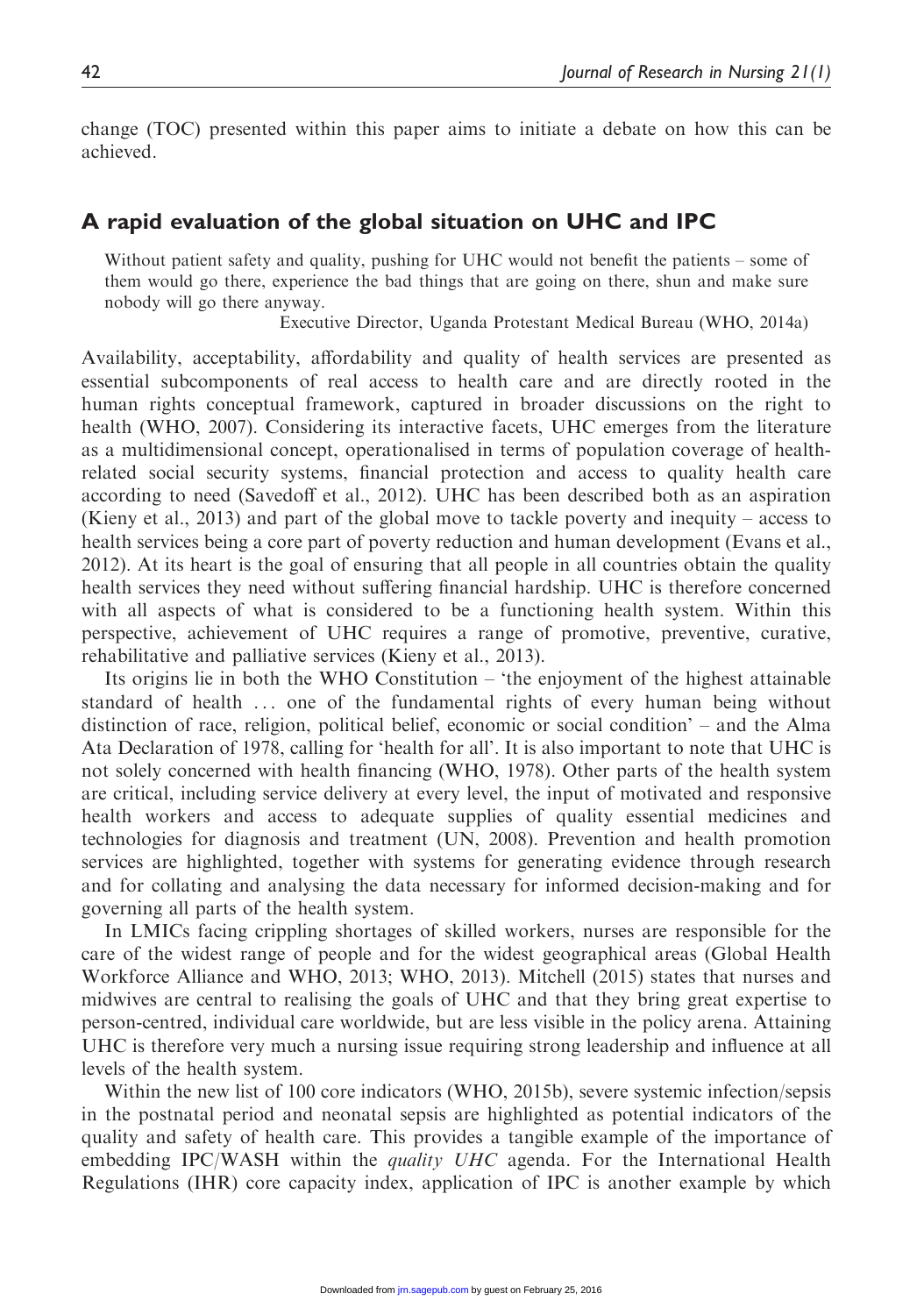change (TOC) presented within this paper aims to initiate a debate on how this can be achieved.

## A rapid evaluation of the global situation on UHC and IPC

> Without patient safety and quality, pushing for UHC would not benefit the patients – some of them would go there, experience the bad things that are going on there, shun and make sure nobody will go there anyway.
>
> Executive Director, Uganda Protestant Medical Bureau (WHO, 2014a)

Availability, acceptability, affordability and quality of health services are presented as essential subcomponents of real access to health care and are directly rooted in the human rights conceptual framework, captured in broader discussions on the right to health (WHO, 2007). Considering its interactive facets, UHC emerges from the literature as a multidimensional concept, operationalised in terms of population coverage of health-related social security systems, financial protection and access to quality health care according to need (Savedoff et al., 2012). UHC has been described both as an aspiration (Kieny et al., 2013) and part of the global move to tackle poverty and inequity – access to health services being a core part of poverty reduction and human development (Evans et al., 2012). At its heart is the goal of ensuring that all people in all countries obtain the quality health services they need without suffering financial hardship. UHC is therefore concerned with all aspects of what is considered to be a functioning health system. Within this perspective, achievement of UHC requires a range of promotive, preventive, curative, rehabilitative and palliative services (Kieny et al., 2013).

Its origins lie in both the WHO Constitution – 'the enjoyment of the highest attainable standard of health ... one of the fundamental rights of every human being without distinction of race, religion, political belief, economic or social condition' – and the Alma Ata Declaration of 1978, calling for 'health for all'. It is also important to note that UHC is not solely concerned with health financing (WHO, 1978). Other parts of the health system are critical, including service delivery at every level, the input of motivated and responsive health workers and access to adequate supplies of quality essential medicines and technologies for diagnosis and treatment (UN, 2008). Prevention and health promotion services are highlighted, together with systems for generating evidence through research and for collating and analysing the data necessary for informed decision-making and for governing all parts of the health system.

In LMICs facing crippling shortages of skilled workers, nurses are responsible for the care of the widest range of people and for the widest geographical areas (Global Health Workforce Alliance and WHO, 2013; WHO, 2013). Mitchell (2015) states that nurses and midwives are central to realising the goals of UHC and that they bring great expertise to person-centred, individual care worldwide, but are less visible in the policy arena. Attaining UHC is therefore very much a nursing issue requiring strong leadership and influence at all levels of the health system.

Within the new list of 100 core indicators (WHO, 2015b), severe systemic infection/sepsis in the postnatal period and neonatal sepsis are highlighted as potential indicators of the quality and safety of health care. This provides a tangible example of the importance of embedding IPC/WASH within the *quality UHC* agenda. For the International Health Regulations (IHR) core capacity index, application of IPC is another example by which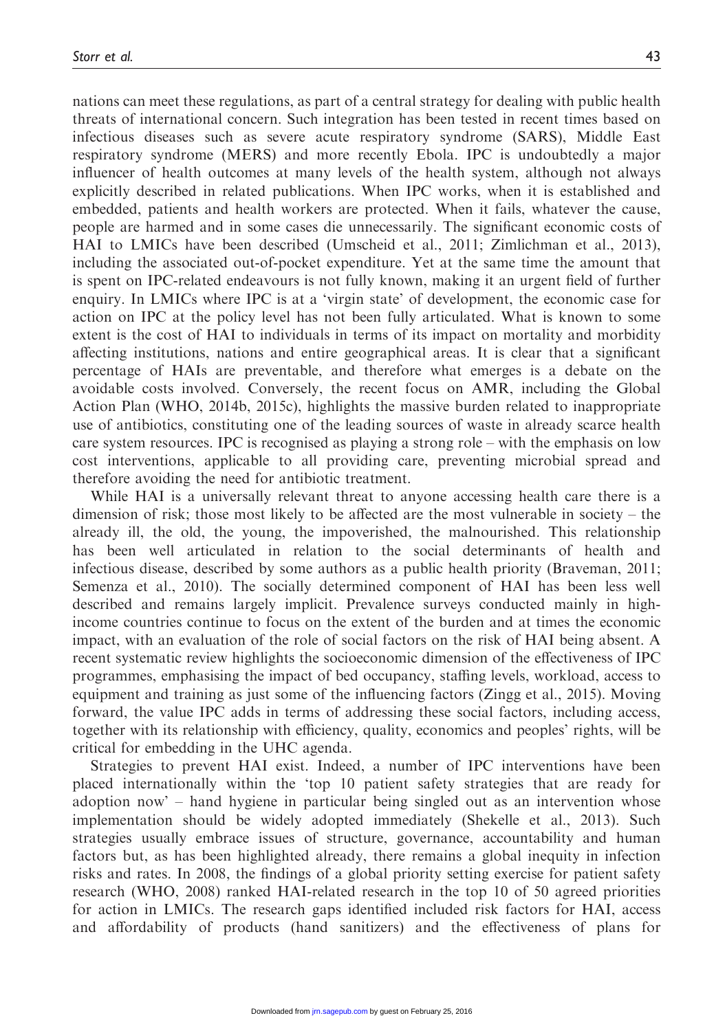nations can meet these regulations, as part of a central strategy for dealing with public health threats of international concern. Such integration has been tested in recent times based on infectious diseases such as severe acute respiratory syndrome (SARS), Middle East respiratory syndrome (MERS) and more recently Ebola. IPC is undoubtedly a major influencer of health outcomes at many levels of the health system, although not always explicitly described in related publications. When IPC works, when it is established and embedded, patients and health workers are protected. When it fails, whatever the cause, people are harmed and in some cases die unnecessarily. The significant economic costs of HAI to LMICs have been described (Umscheid et al., 2011; Zimlichman et al., 2013), including the associated out-of-pocket expenditure. Yet at the same time the amount that is spent on IPC-related endeavours is not fully known, making it an urgent field of further enquiry. In LMICs where IPC is at a 'virgin state' of development, the economic case for action on IPC at the policy level has not been fully articulated. What is known to some extent is the cost of HAI to individuals in terms of its impact on mortality and morbidity affecting institutions, nations and entire geographical areas. It is clear that a significant percentage of HAIs are preventable, and therefore what emerges is a debate on the avoidable costs involved. Conversely, the recent focus on AMR, including the Global Action Plan (WHO, 2014b, 2015c), highlights the massive burden related to inappropriate use of antibiotics, constituting one of the leading sources of waste in already scarce health care system resources. IPC is recognised as playing a strong role – with the emphasis on low cost interventions, applicable to all providing care, preventing microbial spread and therefore avoiding the need for antibiotic treatment.

While HAI is a universally relevant threat to anyone accessing health care there is a dimension of risk; those most likely to be affected are the most vulnerable in society – the already ill, the old, the young, the impoverished, the malnourished. This relationship has been well articulated in relation to the social determinants of health and infectious disease, described by some authors as a public health priority (Braveman, 2011; Semenza et al., 2010). The socially determined component of HAI has been less well described and remains largely implicit. Prevalence surveys conducted mainly in high-income countries continue to focus on the extent of the burden and at times the economic impact, with an evaluation of the role of social factors on the risk of HAI being absent. A recent systematic review highlights the socioeconomic dimension of the effectiveness of IPC programmes, emphasising the impact of bed occupancy, staffing levels, workload, access to equipment and training as just some of the influencing factors (Zingg et al., 2015). Moving forward, the value IPC adds in terms of addressing these social factors, including access, together with its relationship with efficiency, quality, economics and peoples' rights, will be critical for embedding in the UHC agenda.

Strategies to prevent HAI exist. Indeed, a number of IPC interventions have been placed internationally within the 'top 10 patient safety strategies that are ready for adoption now' – hand hygiene in particular being singled out as an intervention whose implementation should be widely adopted immediately (Shekelle et al., 2013). Such strategies usually embrace issues of structure, governance, accountability and human factors but, as has been highlighted already, there remains a global inequity in infection risks and rates. In 2008, the findings of a global priority setting exercise for patient safety research (WHO, 2008) ranked HAI-related research in the top 10 of 50 agreed priorities for action in LMICs. The research gaps identified included risk factors for HAI, access and affordability of products (hand sanitizers) and the effectiveness of plans for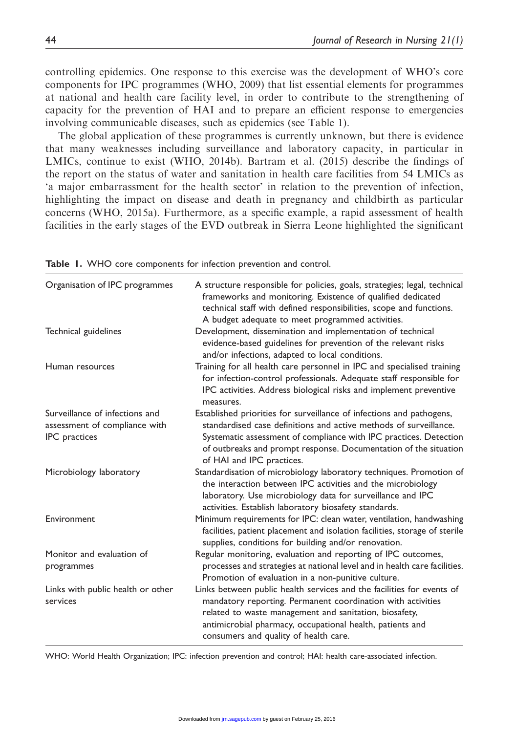controlling epidemics. One response to this exercise was the development of WHO's core components for IPC programmes (WHO, 2009) that list essential elements for programmes at national and health care facility level, in order to contribute to the strengthening of capacity for the prevention of HAI and to prepare an efficient response to emergencies involving communicable diseases, such as epidemics (see Table 1).

The global application of these programmes is currently unknown, but there is evidence that many weaknesses including surveillance and laboratory capacity, in particular in LMICs, continue to exist (WHO, 2014b). Bartram et al. (2015) describe the findings of the report on the status of water and sanitation in health care facilities from 54 LMICs as 'a major embarrassment for the health sector' in relation to the prevention of infection, highlighting the impact on disease and death in pregnancy and childbirth as particular concerns (WHO, 2015a). Furthermore, as a specific example, a rapid assessment of health facilities in the early stages of the EVD outbreak in Sierra Leone highlighted the significant

**Table 1.** WHO core components for infection prevention and control.

| | |
|---|---|
| Organisation of IPC programmes | A structure responsible for policies, goals, strategies; legal, technical frameworks and monitoring. Existence of qualified dedicated technical staff with defined responsibilities, scope and functions. A budget adequate to meet programmed activities. |
| Technical guidelines | Development, dissemination and implementation of technical evidence-based guidelines for prevention of the relevant risks and/or infections, adapted to local conditions. |
| Human resources | Training for all health care personnel in IPC and specialised training for infection-control professionals. Adequate staff responsible for IPC activities. Address biological risks and implement preventive measures. |
| Surveillance of infections and assessment of compliance with IPC practices | Established priorities for surveillance of infections and pathogens, standardised case definitions and active methods of surveillance. Systematic assessment of compliance with IPC practices. Detection of outbreaks and prompt response. Documentation of the situation of HAI and IPC practices. |
| Microbiology laboratory | Standardisation of microbiology laboratory techniques. Promotion of the interaction between IPC activities and the microbiology laboratory. Use microbiology data for surveillance and IPC activities. Establish laboratory biosafety standards. |
| Environment | Minimum requirements for IPC: clean water, ventilation, handwashing facilities, patient placement and isolation facilities, storage of sterile supplies, conditions for building and/or renovation. |
| Monitor and evaluation of programmes | Regular monitoring, evaluation and reporting of IPC outcomes, processes and strategies at national level and in health care facilities. Promotion of evaluation in a non-punitive culture. |
| Links with public health or other services | Links between public health services and the facilities for events of mandatory reporting. Permanent coordination with activities related to waste management and sanitation, biosafety, antimicrobial pharmacy, occupational health, patients and consumers and quality of health care. |

WHO: World Health Organization; IPC: infection prevention and control; HAI: health care-associated infection.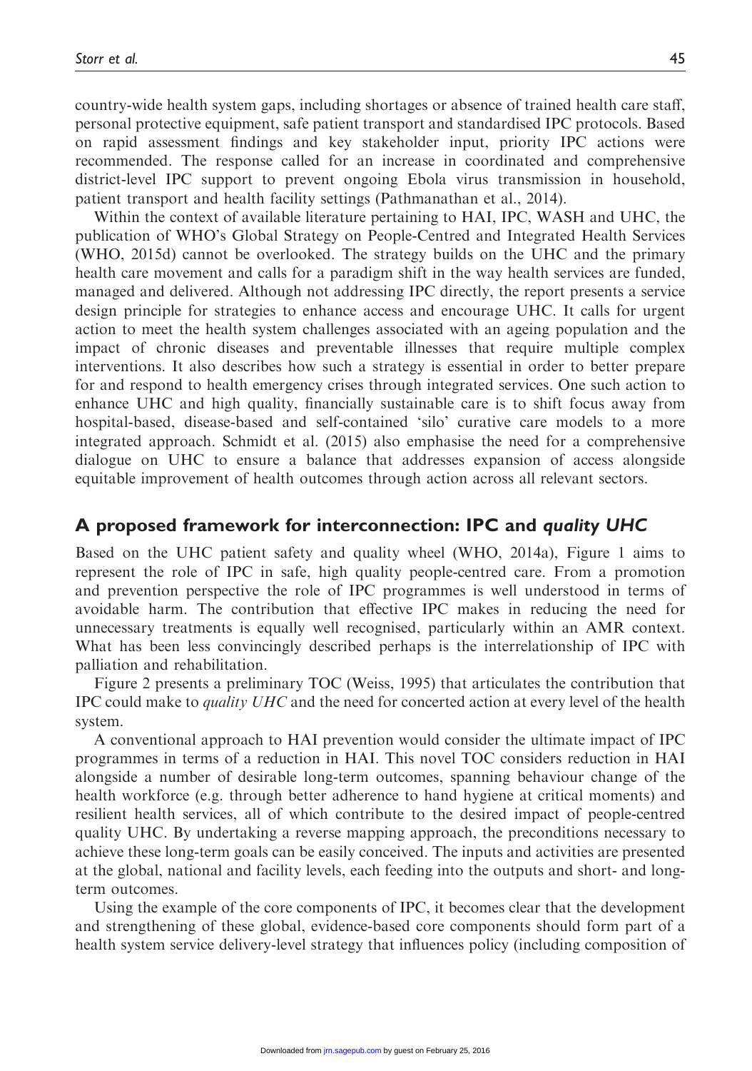country-wide health system gaps, including shortages or absence of trained health care staff, personal protective equipment, safe patient transport and standardised IPC protocols. Based on rapid assessment findings and key stakeholder input, priority IPC actions were recommended. The response called for an increase in coordinated and comprehensive district-level IPC support to prevent ongoing Ebola virus transmission in household, patient transport and health facility settings (Pathmanathan et al., 2014).

Within the context of available literature pertaining to HAI, IPC, WASH and UHC, the publication of WHO's Global Strategy on People-Centred and Integrated Health Services (WHO, 2015d) cannot be overlooked. The strategy builds on the UHC and the primary health care movement and calls for a paradigm shift in the way health services are funded, managed and delivered. Although not addressing IPC directly, the report presents a service design principle for strategies to enhance access and encourage UHC. It calls for urgent action to meet the health system challenges associated with an ageing population and the impact of chronic diseases and preventable illnesses that require multiple complex interventions. It also describes how such a strategy is essential in order to better prepare for and respond to health emergency crises through integrated services. One such action to enhance UHC and high quality, financially sustainable care is to shift focus away from hospital-based, disease-based and self-contained 'silo' curative care models to a more integrated approach. Schmidt et al. (2015) also emphasise the need for a comprehensive dialogue on UHC to ensure a balance that addresses expansion of access alongside equitable improvement of health outcomes through action across all relevant sectors.

## A proposed framework for interconnection: IPC and *quality UHC*

Based on the UHC patient safety and quality wheel (WHO, 2014a), Figure 1 aims to represent the role of IPC in safe, high quality people-centred care. From a promotion and prevention perspective the role of IPC programmes is well understood in terms of avoidable harm. The contribution that effective IPC makes in reducing the need for unnecessary treatments is equally well recognised, particularly within an AMR context. What has been less convincingly described perhaps is the interrelationship of IPC with palliation and rehabilitation.

Figure 2 presents a preliminary TOC (Weiss, 1995) that articulates the contribution that IPC could make to *quality UHC* and the need for concerted action at every level of the health system.

A conventional approach to HAI prevention would consider the ultimate impact of IPC programmes in terms of a reduction in HAI. This novel TOC considers reduction in HAI alongside a number of desirable long-term outcomes, spanning behaviour change of the health workforce (e.g. through better adherence to hand hygiene at critical moments) and resilient health services, all of which contribute to the desired impact of people-centred quality UHC. By undertaking a reverse mapping approach, the preconditions necessary to achieve these long-term goals can be easily conceived. The inputs and activities are presented at the global, national and facility levels, each feeding into the outputs and short- and long-term outcomes.

Using the example of the core components of IPC, it becomes clear that the development and strengthening of these global, evidence-based core components should form part of a health system service delivery-level strategy that influences policy (including composition of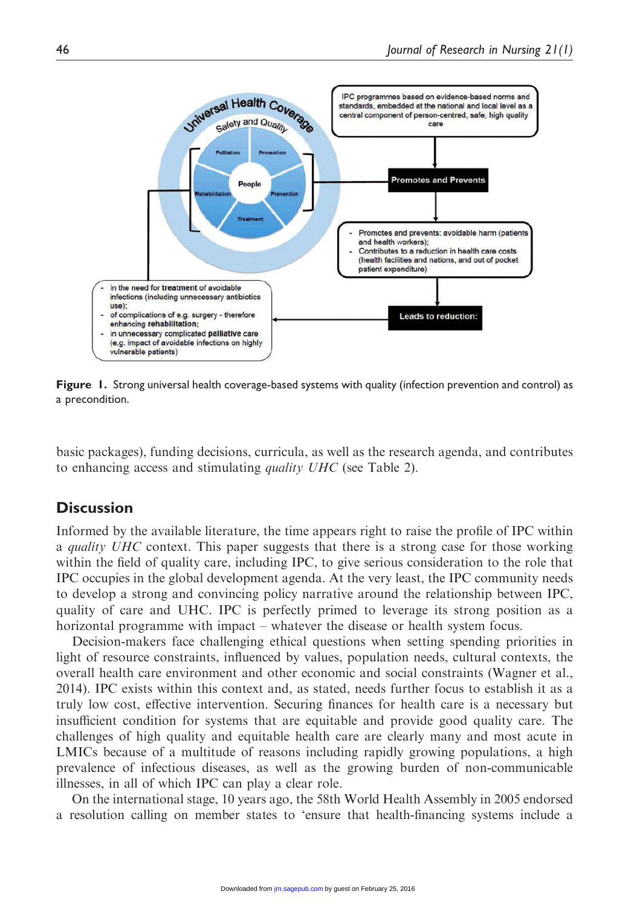**Figure 1.** Strong universal health coverage-based systems with quality (infection prevention and control) as a precondition.

basic packages), funding decisions, curricula, as well as the research agenda, and contributes to enhancing access and stimulating *quality UHC* (see Table 2).

## Discussion

Informed by the available literature, the time appears right to raise the profile of IPC within a *quality UHC* context. This paper suggests that there is a strong case for those working within the field of quality care, including IPC, to give serious consideration to the role that IPC occupies in the global development agenda. At the very least, the IPC community needs to develop a strong and convincing policy narrative around the relationship between IPC, quality of care and UHC. IPC is perfectly primed to leverage its strong position as a horizontal programme with impact – whatever the disease or health system focus.

Decision-makers face challenging ethical questions when setting spending priorities in light of resource constraints, influenced by values, population needs, cultural contexts, the overall health care environment and other economic and social constraints (Wagner et al., 2014). IPC exists within this context and, as stated, needs further focus to establish it as a truly low cost, effective intervention. Securing finances for health care is a necessary but insufficient condition for systems that are equitable and provide good quality care. The challenges of high quality and equitable health care are clearly many and most acute in LMICs because of a multitude of reasons including rapidly growing populations, a high prevalence of infectious diseases, as well as the growing burden of non-communicable illnesses, in all of which IPC can play a clear role.

On the international stage, 10 years ago, the 58th World Health Assembly in 2005 endorsed a resolution calling on member states to 'ensure that health-financing systems include a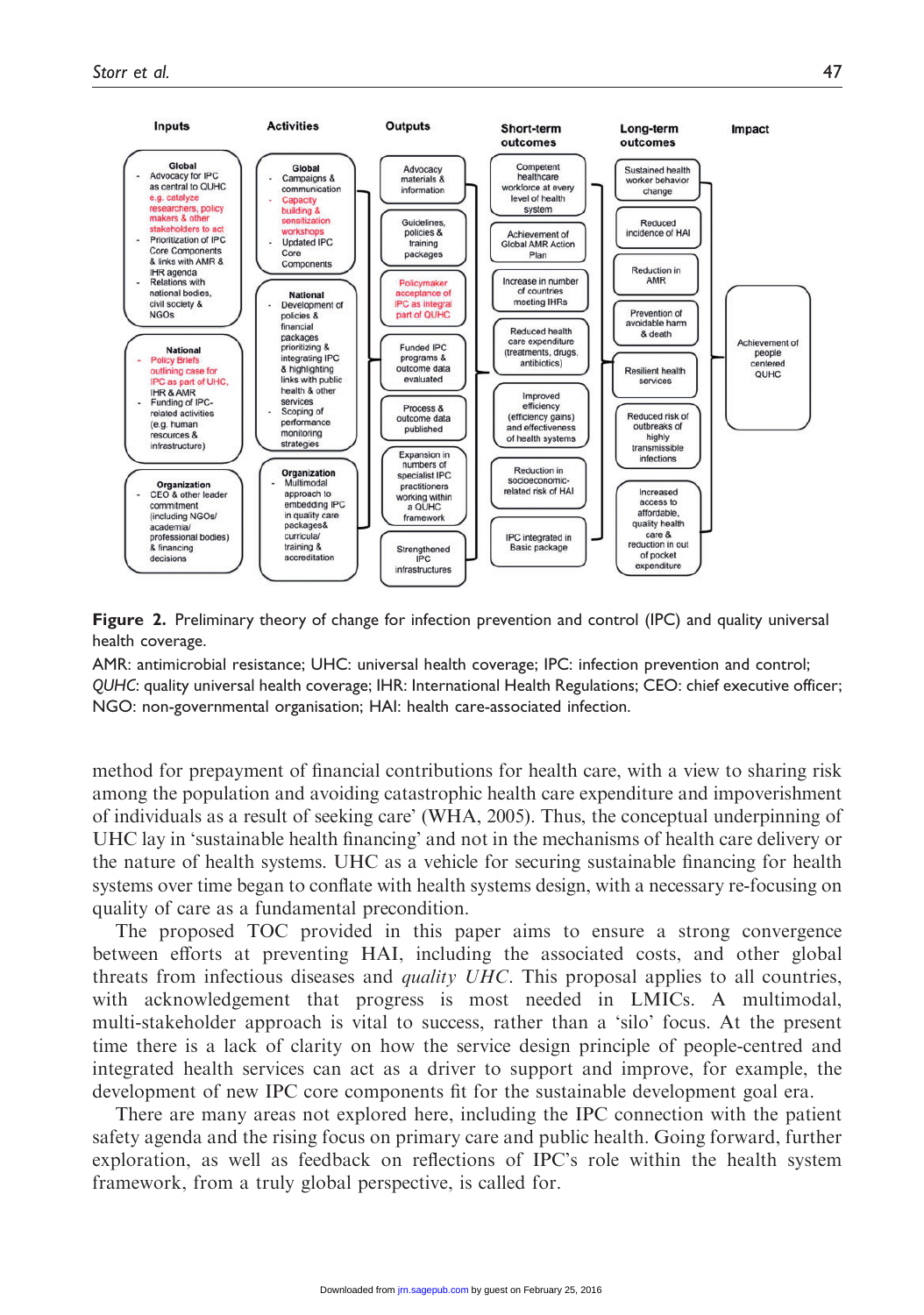**Inputs**

- **Global**
  - Advocacy for IPC as central to QUHC e.g. catalyze researchers, policy makers & other stakeholders to act
  - Prioritization of IPC Core Components & links with AMR & IHR agenda
  - Relations with national bodies, civil society & NGOs
- **National**
  - Policy Briefs outlining case for IPC as part of UHC, IHR & AMR
  - Funding of IPC-related activities (e.g. human resources & infrastructure)
- **Organization**
  - CEO & other leader commitment (including NGOs/ academia/ professional bodies) & financing decisions

**Activities**

- **Global**
  - Campaigns & communication
  - Capacity building & sensitization workshops
  - Updated IPC Core Components
- **National**
  - Development of policies & financial packages prioritizing & integrating IPC & highlighting links with public health & other services
  - Scoping of performance monitoring strategies
- **Organization**
  - Multimodal approach to embedding IPC in quality care packages& curricula/ training & accreditation

**Outputs**

- Advocacy materials & information
- Guidelines, policies & training packages
- Policymaker acceptance of IPC as integral part of QUHC
- Funded IPC programs & outcome data evaluated
- Process & outcome data published
- Expansion in numbers of specialist IPC practitioners working within a QUHC framework
- Strengthened IPC infrastructures

**Short-term outcomes**

- Competent healthcare workforce at every level of health system
- Achievement of Global AMR Action Plan
- Increase in number of countries meeting IHRs
- Reduced health care expenditure (treatments, drugs, antibiotics)
- Improved efficiency (efficiency gains) and effectiveness of health systems
- Reduction in socioeconomic-related risk of HAI
- IPC integrated in Basic package

**Long-term outcomes**

- Sustained health worker behavior change
- Reduced incidence of HAI
- Reduction in AMR
- Prevention of avoidable harm & death
- Resilient health services
- Reduced risk of outbreaks of highly transmissible infections
- Increased access to affordable, quality health care & reduction in out of pocket expenditure

**Impact**

- Achievement of people centered QUHC

**Figure 2.** Preliminary theory of change for infection prevention and control (IPC) and quality universal health coverage.

AMR: antimicrobial resistance; UHC: universal health coverage; IPC: infection prevention and control; *QUHC*: quality universal health coverage; IHR: International Health Regulations; CEO: chief executive officer; NGO: non-governmental organisation; HAI: health care-associated infection.

method for prepayment of financial contributions for health care, with a view to sharing risk among the population and avoiding catastrophic health care expenditure and impoverishment of individuals as a result of seeking care' (WHA, 2005). Thus, the conceptual underpinning of UHC lay in 'sustainable health financing' and not in the mechanisms of health care delivery or the nature of health systems. UHC as a vehicle for securing sustainable financing for health systems over time began to conflate with health systems design, with a necessary re-focusing on quality of care as a fundamental precondition.

The proposed TOC provided in this paper aims to ensure a strong convergence between efforts at preventing HAI, including the associated costs, and other global threats from infectious diseases and *quality UHC*. This proposal applies to all countries, with acknowledgement that progress is most needed in LMICs. A multimodal, multi-stakeholder approach is vital to success, rather than a 'silo' focus. At the present time there is a lack of clarity on how the service design principle of people-centred and integrated health services can act as a driver to support and improve, for example, the development of new IPC core components fit for the sustainable development goal era.

There are many areas not explored here, including the IPC connection with the patient safety agenda and the rising focus on primary care and public health. Going forward, further exploration, as well as feedback on reflections of IPC's role within the health system framework, from a truly global perspective, is called for.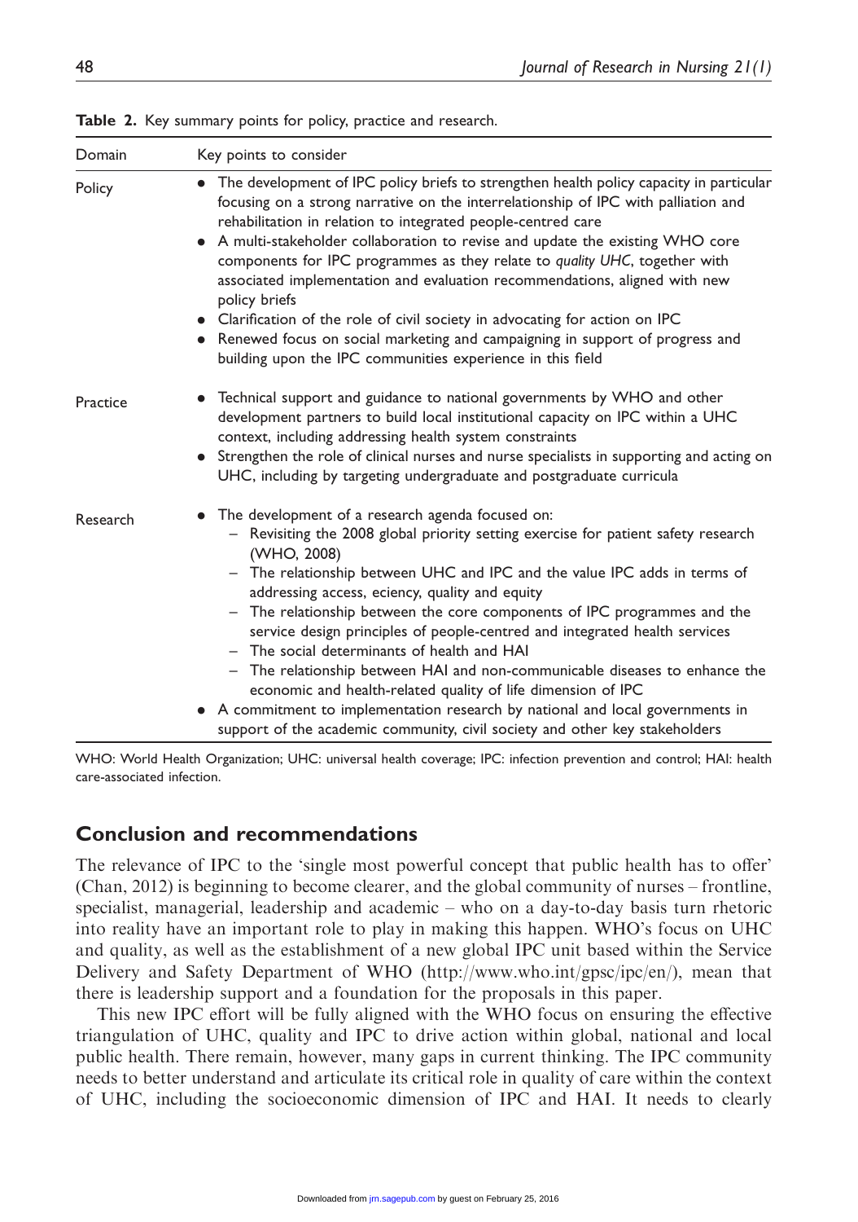**Table 2.** Key summary points for policy, practice and research.

| Domain | Key points to consider |
|---|---|
| Policy | • The development of IPC policy briefs to strengthen health policy capacity in particular focusing on a strong narrative on the interrelationship of IPC with palliation and rehabilitation in relation to integrated people-centred care<br>• A multi-stakeholder collaboration to revise and update the existing WHO core components for IPC programmes as they relate to *quality UHC*, together with associated implementation and evaluation recommendations, aligned with new policy briefs<br>• Clarification of the role of civil society in advocating for action on IPC<br>• Renewed focus on social marketing and campaigning in support of progress and building upon the IPC communities experience in this field |
| Practice | • Technical support and guidance to national governments by WHO and other development partners to build local institutional capacity on IPC within a UHC context, including addressing health system constraints<br>• Strengthen the role of clinical nurses and nurse specialists in supporting and acting on UHC, including by targeting undergraduate and postgraduate curricula |
| Research | • The development of a research agenda focused on:<br>– Revisiting the 2008 global priority setting exercise for patient safety research (WHO, 2008)<br>– The relationship between UHC and IPC and the value IPC adds in terms of addressing access, eciency, quality and equity<br>– The relationship between the core components of IPC programmes and the service design principles of people-centred and integrated health services<br>– The social determinants of health and HAI<br>– The relationship between HAI and non-communicable diseases to enhance the economic and health-related quality of life dimension of IPC<br>• A commitment to implementation research by national and local governments in support of the academic community, civil society and other key stakeholders |

WHO: World Health Organization; UHC: universal health coverage; IPC: infection prevention and control; HAI: health care-associated infection.

## Conclusion and recommendations

The relevance of IPC to the 'single most powerful concept that public health has to offer' (Chan, 2012) is beginning to become clearer, and the global community of nurses – frontline, specialist, managerial, leadership and academic – who on a day-to-day basis turn rhetoric into reality have an important role to play in making this happen. WHO's focus on UHC and quality, as well as the establishment of a new global IPC unit based within the Service Delivery and Safety Department of WHO (http://www.who.int/gpsc/ipc/en/), mean that there is leadership support and a foundation for the proposals in this paper.

This new IPC effort will be fully aligned with the WHO focus on ensuring the effective triangulation of UHC, quality and IPC to drive action within global, national and local public health. There remain, however, many gaps in current thinking. The IPC community needs to better understand and articulate its critical role in quality of care within the context of UHC, including the socioeconomic dimension of IPC and HAI. It needs to clearly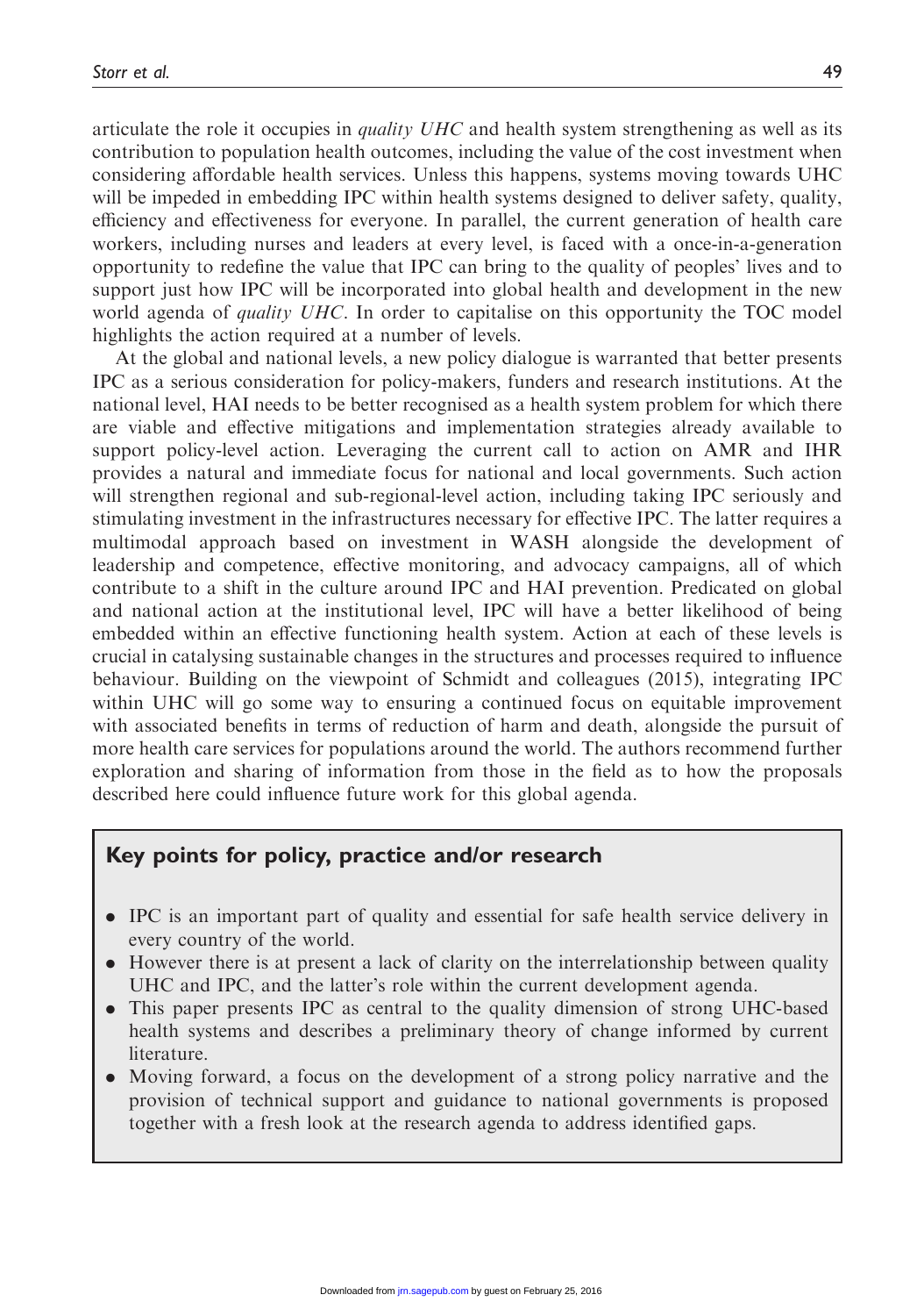articulate the role it occupies in *quality UHC* and health system strengthening as well as its contribution to population health outcomes, including the value of the cost investment when considering affordable health services. Unless this happens, systems moving towards UHC will be impeded in embedding IPC within health systems designed to deliver safety, quality, efficiency and effectiveness for everyone. In parallel, the current generation of health care workers, including nurses and leaders at every level, is faced with a once-in-a-generation opportunity to redefine the value that IPC can bring to the quality of peoples' lives and to support just how IPC will be incorporated into global health and development in the new world agenda of *quality UHC*. In order to capitalise on this opportunity the TOC model highlights the action required at a number of levels.

At the global and national levels, a new policy dialogue is warranted that better presents IPC as a serious consideration for policy-makers, funders and research institutions. At the national level, HAI needs to be better recognised as a health system problem for which there are viable and effective mitigations and implementation strategies already available to support policy-level action. Leveraging the current call to action on AMR and IHR provides a natural and immediate focus for national and local governments. Such action will strengthen regional and sub-regional-level action, including taking IPC seriously and stimulating investment in the infrastructures necessary for effective IPC. The latter requires a multimodal approach based on investment in WASH alongside the development of leadership and competence, effective monitoring, and advocacy campaigns, all of which contribute to a shift in the culture around IPC and HAI prevention. Predicated on global and national action at the institutional level, IPC will have a better likelihood of being embedded within an effective functioning health system. Action at each of these levels is crucial in catalysing sustainable changes in the structures and processes required to influence behaviour. Building on the viewpoint of Schmidt and colleagues (2015), integrating IPC within UHC will go some way to ensuring a continued focus on equitable improvement with associated benefits in terms of reduction of harm and death, alongside the pursuit of more health care services for populations around the world. The authors recommend further exploration and sharing of information from those in the field as to how the proposals described here could influence future work for this global agenda.

## Key points for policy, practice and/or research

- IPC is an important part of quality and essential for safe health service delivery in every country of the world.
- However there is at present a lack of clarity on the interrelationship between quality UHC and IPC, and the latter's role within the current development agenda.
- This paper presents IPC as central to the quality dimension of strong UHC-based health systems and describes a preliminary theory of change informed by current literature.
- Moving forward, a focus on the development of a strong policy narrative and the provision of technical support and guidance to national governments is proposed together with a fresh look at the research agenda to address identified gaps.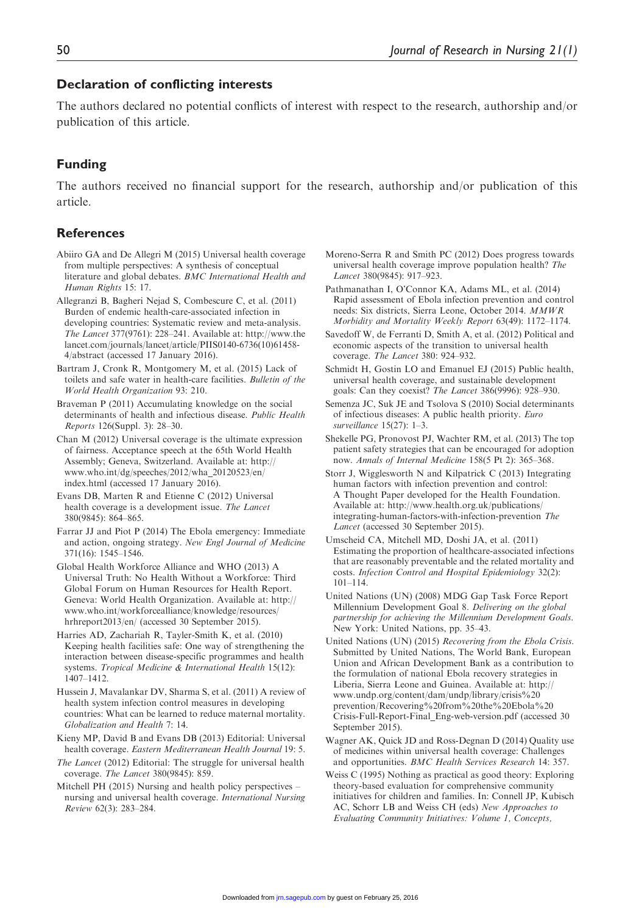## Declaration of conflicting interests

The authors declared no potential conflicts of interest with respect to the research, authorship and/or publication of this article.

## Funding

The authors received no financial support for the research, authorship and/or publication of this article.

## References

Abiiro GA and De Allegri M (2015) Universal health coverage from multiple perspectives: A synthesis of conceptual literature and global debates. *BMC International Health and Human Rights* 15: 17.

Allegranzi B, Bagheri Nejad S, Combescure C, et al. (2011) Burden of endemic health-care-associated infection in developing countries: Systematic review and meta-analysis. *The Lancet* 377(9761): 228–241. Available at: http://www.thelancet.com/journals/lancet/article/PIIS0140-6736(10)61458-4/abstract (accessed 17 January 2016).

Bartram J, Cronk R, Montgomery M, et al. (2015) Lack of toilets and safe water in health-care facilities. *Bulletin of the World Health Organization* 93: 210.

Braveman P (2011) Accumulating knowledge on the social determinants of health and infectious disease. *Public Health Reports* 126(Suppl. 3): 28–30.

Chan M (2012) Universal coverage is the ultimate expression of fairness. Acceptance speech at the 65th World Health Assembly; Geneva, Switzerland. Available at: http://www.who.int/dg/speeches/2012/wha_20120523/en/index.html (accessed 17 January 2016).

Evans DB, Marten R and Etienne C (2012) Universal health coverage is a development issue. *The Lancet* 380(9845): 864–865.

Farrar JJ and Piot P (2014) The Ebola emergency: Immediate and action, ongoing strategy. *New Engl Journal of Medicine* 371(16): 1545–1546.

Global Health Workforce Alliance and WHO (2013) A Universal Truth: No Health Without a Workforce: Third Global Forum on Human Resources for Health Report. Geneva: World Health Organization. Available at: http://www.who.int/workforcealliance/knowledge/resources/hrhreport2013/en/ (accessed 30 September 2015).

Harries AD, Zachariah R, Tayler-Smith K, et al. (2010) Keeping health facilities safe: One way of strengthening the interaction between disease-specific programmes and health systems. *Tropical Medicine & International Health* 15(12): 1407–1412.

Hussein J, Mavalankar DV, Sharma S, et al. (2011) A review of health system infection control measures in developing countries: What can be learned to reduce maternal mortality. *Globalization and Health* 7: 14.

Kieny MP, David B and Evans DB (2013) Editorial: Universal health coverage. *Eastern Mediterranean Health Journal* 19: 5.

*The Lancet* (2012) Editorial: The struggle for universal health coverage. *The Lancet* 380(9845): 859.

Mitchell PH (2015) Nursing and health policy perspectives – nursing and universal health coverage. *International Nursing Review* 62(3): 283–284.

Moreno-Serra R and Smith PC (2012) Does progress towards universal health coverage improve population health? *The Lancet* 380(9845): 917–923.

Pathmanathan I, O'Connor KA, Adams ML, et al. (2014) Rapid assessment of Ebola infection prevention and control needs: Six districts, Sierra Leone, October 2014. *MMWR Morbidity and Mortality Weekly Report* 63(49): 1172–1174.

Savedoff W, de Ferranti D, Smith A, et al. (2012) Political and economic aspects of the transition to universal health coverage. *The Lancet* 380: 924–932.

Schmidt H, Gostin LO and Emanuel EJ (2015) Public health, universal health coverage, and sustainable development goals: Can they coexist? *The Lancet* 386(9996): 928–930.

Semenza JC, Suk JE and Tsolova S (2010) Social determinants of infectious diseases: A public health priority. *Euro surveillance* 15(27): 1–3.

Shekelle PG, Pronovost PJ, Wachter RM, et al. (2013) The top patient safety strategies that can be encouraged for adoption now. *Annals of Internal Medicine* 158(5 Pt 2): 365–368.

Storr J, Wigglesworth N and Kilpatrick C (2013) Integrating human factors with infection prevention and control: A Thought Paper developed for the Health Foundation. Available at: http://www.health.org.uk/publications/integrating-human-factors-with-infection-prevention *The Lancet* (accessed 30 September 2015).

Umscheid CA, Mitchell MD, Doshi JA, et al. (2011) Estimating the proportion of healthcare-associated infections that are reasonably preventable and the related mortality and costs. *Infection Control and Hospital Epidemiology* 32(2): 101–114.

United Nations (UN) (2008) MDG Gap Task Force Report Millennium Development Goal 8. *Delivering on the global partnership for achieving the Millennium Development Goals*. New York: United Nations, pp. 35–43.

United Nations (UN) (2015) *Recovering from the Ebola Crisis*. Submitted by United Nations, The World Bank, European Union and African Development Bank as a contribution to the formulation of national Ebola recovery strategies in Liberia, Sierra Leone and Guinea. Available at: http://www.undp.org/content/dam/undp/library/crisis%20prevention/Recovering%20from%20the%20Ebola%20Crisis-Full-Report-Final_Eng-web-version.pdf (accessed 30 September 2015).

Wagner AK, Quick JD and Ross-Degnan D (2014) Quality use of medicines within universal health coverage: Challenges and opportunities. *BMC Health Services Research* 14: 357.

Weiss C (1995) Nothing as practical as good theory: Exploring theory-based evaluation for comprehensive community initiatives for children and families. In: Connell JP, Kubisch AC, Schorr LB and Weiss CH (eds) *New Approaches to Evaluating Community Initiatives: Volume 1, Concepts,*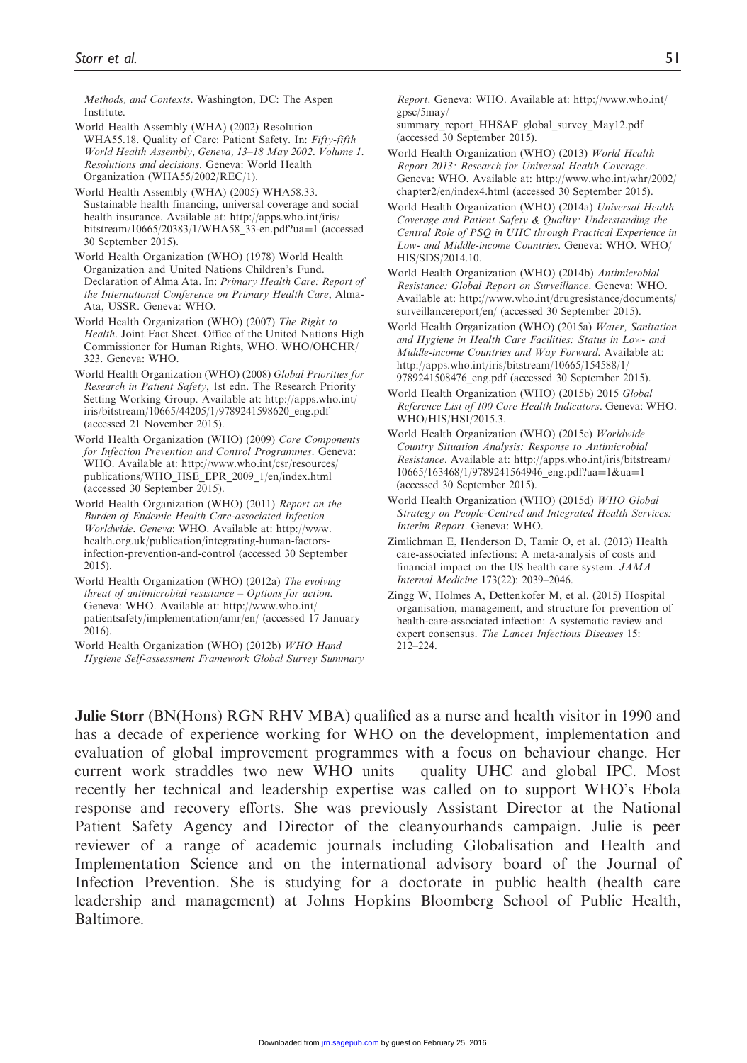Methods, and Contexts. Washington, DC: The Aspen Institute.

World Health Assembly (WHA) (2002) Resolution WHA55.18. Quality of Care: Patient Safety. In: *Fifty-fifth World Health Assembly, Geneva, 13–18 May 2002. Volume 1. Resolutions and decisions*. Geneva: World Health Organization (WHA55/2002/REC/1).

World Health Assembly (WHA) (2005) WHA58.33. Sustainable health financing, universal coverage and social health insurance. Available at: http://apps.who.int/iris/bitstream/10665/20383/1/WHA58_33-en.pdf?ua=1 (accessed 30 September 2015).

World Health Organization (WHO) (1978) World Health Organization and United Nations Children's Fund. Declaration of Alma Ata. In: *Primary Health Care: Report of the International Conference on Primary Health Care*, Alma-Ata, USSR. Geneva: WHO.

World Health Organization (WHO) (2007) *The Right to Health*. Joint Fact Sheet. Office of the United Nations High Commissioner for Human Rights, WHO. WHO/OHCHR/323. Geneva: WHO.

World Health Organization (WHO) (2008) *Global Priorities for Research in Patient Safety*, 1st edn. The Research Priority Setting Working Group. Available at: http://apps.who.int/iris/bitstream/10665/44205/1/9789241598620_eng.pdf (accessed 21 November 2015).

World Health Organization (WHO) (2009) *Core Components for Infection Prevention and Control Programmes*. Geneva: WHO. Available at: http://www.who.int/csr/resources/publications/WHO_HSE_EPR_2009_1/en/index.html (accessed 30 September 2015).

World Health Organization (WHO) (2011) *Report on the Burden of Endemic Health Care-associated Infection Worldwide. Geneva*: WHO. Available at: http://www.health.org.uk/publication/integrating-human-factors-infection-prevention-and-control (accessed 30 September 2015).

World Health Organization (WHO) (2012a) *The evolving threat of antimicrobial resistance – Options for action*. Geneva: WHO. Available at: http://www.who.int/patientsafety/implementation/amr/en/ (accessed 17 January 2016).

World Health Organization (WHO) (2012b) *WHO Hand Hygiene Self-assessment Framework Global Survey Summary Report*. Geneva: WHO. Available at: http://www.who.int/gpsc/5may/summary_report_HHSAF_global_survey_May12.pdf (accessed 30 September 2015).

World Health Organization (WHO) (2013) *World Health Report 2013: Research for Universal Health Coverage*. Geneva: WHO. Available at: http://www.who.int/whr/2002/chapter2/en/index4.html (accessed 30 September 2015).

World Health Organization (WHO) (2014a) *Universal Health Coverage and Patient Safety & Quality: Understanding the Central Role of PSQ in UHC through Practical Experience in Low- and Middle-income Countries*. Geneva: WHO. WHO/HIS/SDS/2014.10.

World Health Organization (WHO) (2014b) *Antimicrobial Resistance: Global Report on Surveillance*. Geneva: WHO. Available at: http://www.who.int/drugresistance/documents/surveillancereport/en/ (accessed 30 September 2015).

World Health Organization (WHO) (2015a) *Water, Sanitation and Hygiene in Health Care Facilities: Status in Low- and Middle-income Countries and Way Forward*. Available at: http://apps.who.int/iris/bitstream/10665/154588/1/9789241508476_eng.pdf (accessed 30 September 2015).

World Health Organization (WHO) (2015b) 2015 *Global Reference List of 100 Core Health Indicators*. Geneva: WHO. WHO/HIS/HSI/2015.3.

World Health Organization (WHO) (2015c) *Worldwide Country Situation Analysis: Response to Antimicrobial Resistance*. Available at: http://apps.who.int/iris/bitstream/10665/163468/1/9789241564946_eng.pdf?ua=1&ua=1 (accessed 30 September 2015).

World Health Organization (WHO) (2015d) *WHO Global Strategy on People-Centred and Integrated Health Services: Interim Report*. Geneva: WHO.

Zimlichman E, Henderson D, Tamir O, et al. (2013) Health care-associated infections: A meta-analysis of costs and financial impact on the US health care system. *JAMA Internal Medicine* 173(22): 2039–2046.

Zingg W, Holmes A, Dettenkofer M, et al. (2015) Hospital organisation, management, and structure for prevention of health-care-associated infection: A systematic review and expert consensus. *The Lancet Infectious Diseases* 15: 212–224.

**Julie Storr** (BN(Hons) RGN RHV MBA) qualified as a nurse and health visitor in 1990 and has a decade of experience working for WHO on the development, implementation and evaluation of global improvement programmes with a focus on behaviour change. Her current work straddles two new WHO units – quality UHC and global IPC. Most recently her technical and leadership expertise was called on to support WHO's Ebola response and recovery efforts. She was previously Assistant Director at the National Patient Safety Agency and Director of the cleanyourhands campaign. Julie is peer reviewer of a range of academic journals including Globalisation and Health and Implementation Science and on the international advisory board of the Journal of Infection Prevention. She is studying for a doctorate in public health (health care leadership and management) at Johns Hopkins Bloomberg School of Public Health, Baltimore.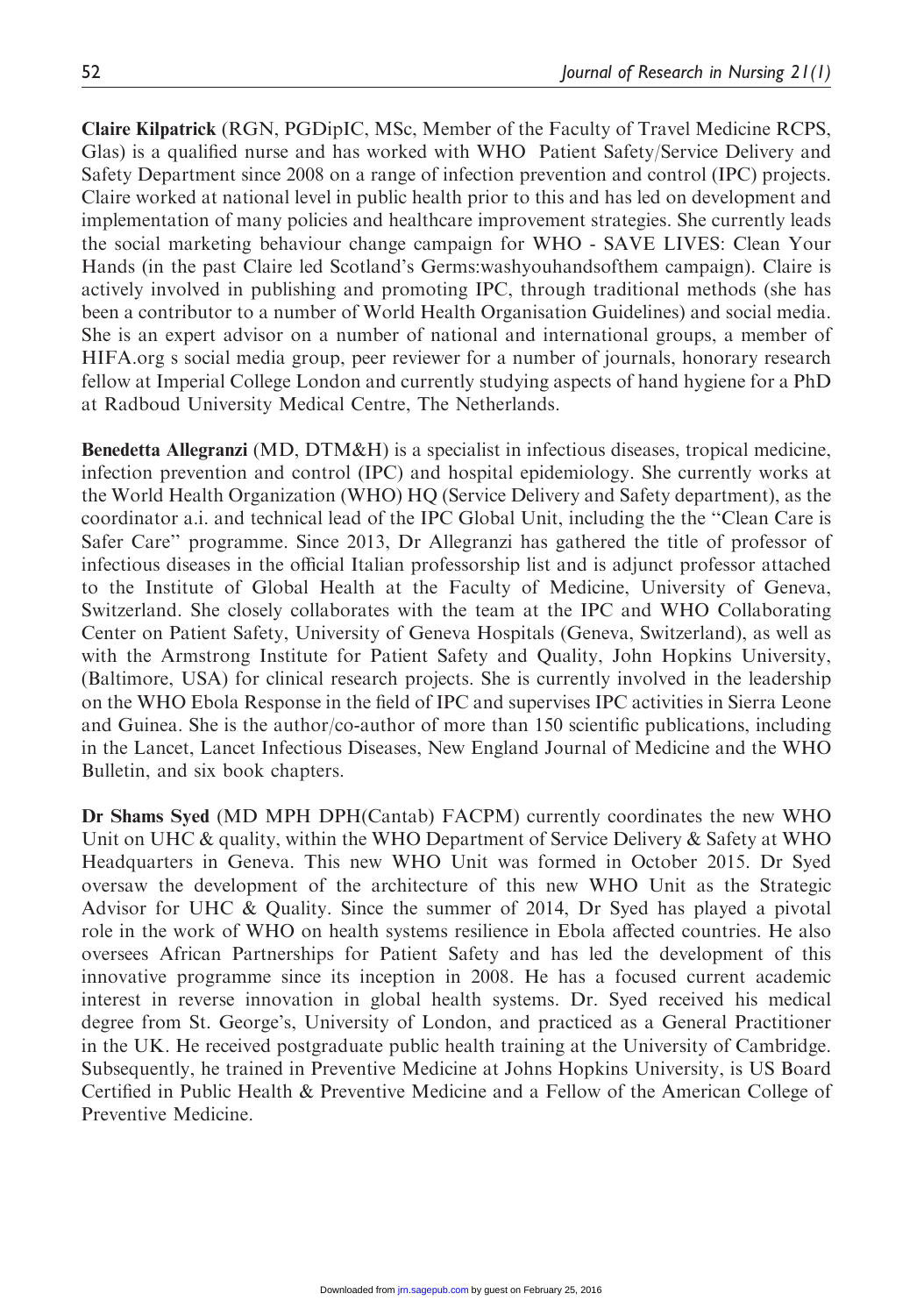**Claire Kilpatrick** (RGN, PGDipIC, MSc, Member of the Faculty of Travel Medicine RCPS, Glas) is a qualified nurse and has worked with WHO Patient Safety/Service Delivery and Safety Department since 2008 on a range of infection prevention and control (IPC) projects. Claire worked at national level in public health prior to this and has led on development and implementation of many policies and healthcare improvement strategies. She currently leads the social marketing behaviour change campaign for WHO - SAVE LIVES: Clean Your Hands (in the past Claire led Scotland's Germs:washyouhandsofthem campaign). Claire is actively involved in publishing and promoting IPC, through traditional methods (she has been a contributor to a number of World Health Organisation Guidelines) and social media. She is an expert advisor on a number of national and international groups, a member of HIFA.org s social media group, peer reviewer for a number of journals, honorary research fellow at Imperial College London and currently studying aspects of hand hygiene for a PhD at Radboud University Medical Centre, The Netherlands.

**Benedetta Allegranzi** (MD, DTM&H) is a specialist in infectious diseases, tropical medicine, infection prevention and control (IPC) and hospital epidemiology. She currently works at the World Health Organization (WHO) HQ (Service Delivery and Safety department), as the coordinator a.i. and technical lead of the IPC Global Unit, including the the "Clean Care is Safer Care" programme. Since 2013, Dr Allegranzi has gathered the title of professor of infectious diseases in the official Italian professorship list and is adjunct professor attached to the Institute of Global Health at the Faculty of Medicine, University of Geneva, Switzerland. She closely collaborates with the team at the IPC and WHO Collaborating Center on Patient Safety, University of Geneva Hospitals (Geneva, Switzerland), as well as with the Armstrong Institute for Patient Safety and Quality, John Hopkins University, (Baltimore, USA) for clinical research projects. She is currently involved in the leadership on the WHO Ebola Response in the field of IPC and supervises IPC activities in Sierra Leone and Guinea. She is the author/co-author of more than 150 scientific publications, including in the Lancet, Lancet Infectious Diseases, New England Journal of Medicine and the WHO Bulletin, and six book chapters.

**Dr Shams Syed** (MD MPH DPH(Cantab) FACPM) currently coordinates the new WHO Unit on UHC & quality, within the WHO Department of Service Delivery & Safety at WHO Headquarters in Geneva. This new WHO Unit was formed in October 2015. Dr Syed oversaw the development of the architecture of this new WHO Unit as the Strategic Advisor for UHC & Quality. Since the summer of 2014, Dr Syed has played a pivotal role in the work of WHO on health systems resilience in Ebola affected countries. He also oversees African Partnerships for Patient Safety and has led the development of this innovative programme since its inception in 2008. He has a focused current academic interest in reverse innovation in global health systems. Dr. Syed received his medical degree from St. George's, University of London, and practiced as a General Practitioner in the UK. He received postgraduate public health training at the University of Cambridge. Subsequently, he trained in Preventive Medicine at Johns Hopkins University, is US Board Certified in Public Health & Preventive Medicine and a Fellow of the American College of Preventive Medicine.